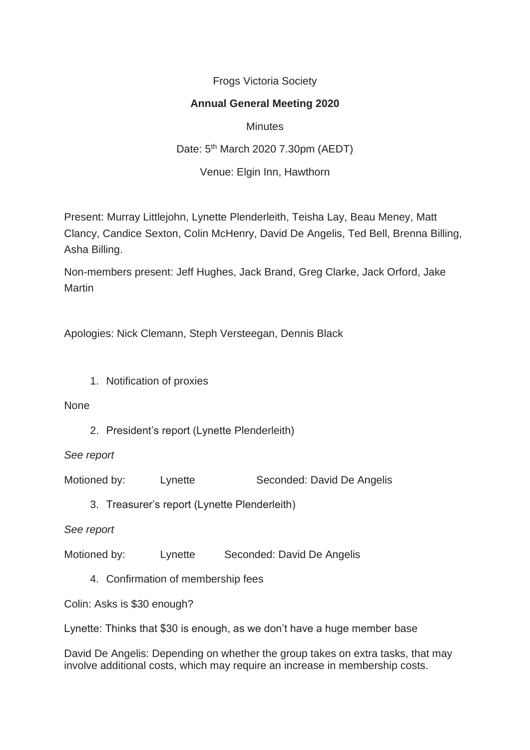Frogs Victoria Society

**Annual General Meeting 2020**

Minutes

Date: 5th March 2020 7.30pm (AEDT)

Venue: Elgin Inn, Hawthorn

Present: Murray Littlejohn, Lynette Plenderleith, Teisha Lay, Beau Meney, Matt Clancy, Candice Sexton, Colin McHenry, David De Angelis, Ted Bell, Brenna Billing, Asha Billing.

Non-members present: Jeff Hughes, Jack Brand, Greg Clarke, Jack Orford, Jake Martin

Apologies: Nick Clemann, Steph Versteegan, Dennis Black

1. Notification of proxies

None

2. President's report (Lynette Plenderleith)

*See report*

Motioned by: Lynette Seconded: David De Angelis

3. Treasurer's report (Lynette Plenderleith)

*See report*

Motioned by: Lynette Seconded: David De Angelis

4. Confirmation of membership fees

Colin: Asks is $30 enough?

Lynette: Thinks that $30 is enough, as we don't have a huge member base

David De Angelis: Depending on whether the group takes on extra tasks, that may involve additional costs, which may require an increase in membership costs.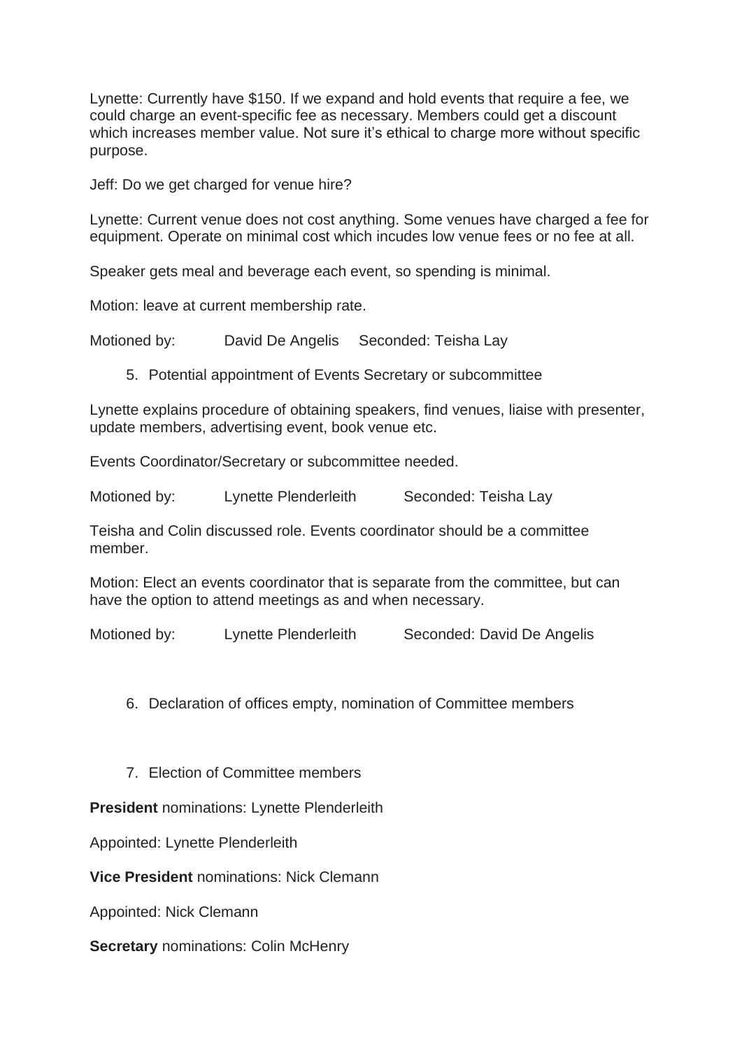Lynette: Currently have $150. If we expand and hold events that require a fee, we could charge an event-specific fee as necessary. Members could get a discount which increases member value. Not sure it's ethical to charge more without specific purpose.

Jeff: Do we get charged for venue hire?

Lynette: Current venue does not cost anything. Some venues have charged a fee for equipment. Operate on minimal cost which incudes low venue fees or no fee at all.

Speaker gets meal and beverage each event, so spending is minimal.

Motion: leave at current membership rate.

Motioned by: David De Angelis Seconded: Teisha Lay

5. Potential appointment of Events Secretary or subcommittee

Lynette explains procedure of obtaining speakers, find venues, liaise with presenter, update members, advertising event, book venue etc.

Events Coordinator/Secretary or subcommittee needed.

Motioned by: Lynette Plenderleith Seconded: Teisha Lay

Teisha and Colin discussed role. Events coordinator should a committee member.

Motion: Elect an events coordinator that is separate from the committee, but can have the option to attend meetings as and when necessary.

Motioned by: Lynette Plenderleith Seconded: David De Angelis

6. Declaration of offices empty, nomination of Committee members

7. Election of Committee members

**President** nominations: Lynette Plenderleith

Appointed: Lynette Plenderleith

**Vice President** nominations: Nick Clemann

Appointed: Nick Clemann

**Secretary** nominations: Colin McHenry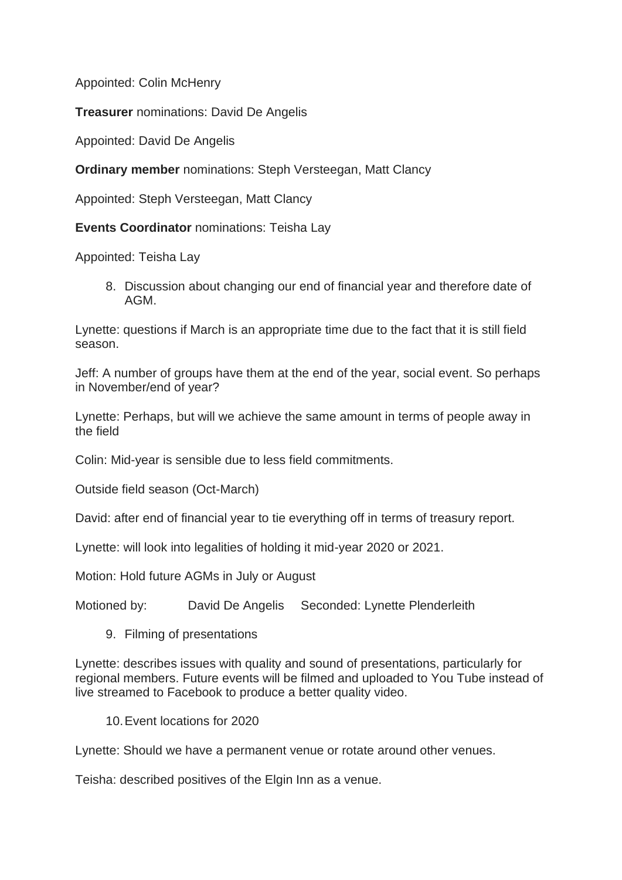Appointed: Colin McHenry

**Treasurer** nominations: David De Angelis

Appointed: David De Angelis

**Ordinary member** nominations: Steph Versteegan, Matt Clancy

Appointed: Steph Versteegan, Matt Clancy

**Events Coordinator** nominations: Teisha Lay

Appointed: Teisha Lay

8. Discussion about changing our end of financial year and therefore date of AGM.

Lynette: questions if March is an appropriate time due to the fact that it is still field season.

Jeff: A number of groups have them at the end of the year, social event. So perhaps in November/end of year?

Lynette: Perhaps, but will we achieve the same amount in terms of people away in the field

Colin: Mid-year is sensible due to less field commitments.

Outside field season (Oct-March)

David: after end of financial year to tie everything off in terms of treasury report.

Lynette: will look into legalities of holding it mid-year 2020 or 2021.

Motion: Hold future AGMs in July or August

Motioned by: David De Angelis Seconded: Lynette Plenderleith

9. Filming of presentations

Lynette: describes issues with quality and sound of presentations, particularly for regional members. Future events will be filmed and uploaded to You Tube instead of live streamed to Facebook to produce a better quality video.

10. Event locations for 2020

Lynette: Should we have a permanent venue or rotate around other venues.

Teisha: described positives of the Elgin Inn as a venue.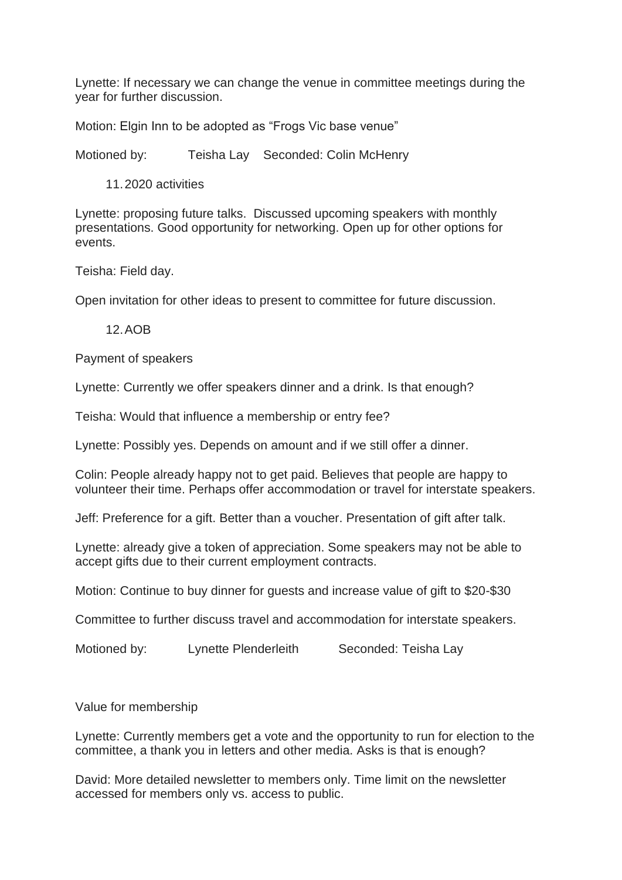Lynette: If necessary we can change the venue in committee meetings during the year for further discussion.

Motion: Elgin Inn to be adopted as "Frogs Vic base venue"

Motioned by: Teisha Lay Seconded: Colin McHenry

11. 2020 activities

Lynette: proposing future talks. Discussed upcoming speakers with monthly presentations. Good opportunity for networking. Open up for other options for events.

Teisha: Field day.

Open invitation for other ideas to present to committee for future discussion.

12. AOB

Payment of speakers

Lynette: Currently we offer speakers dinner and a drink. Is that enough?

Teisha: Would that influence a membership or entry fee?

Lynette: Possibly yes. Depends on amount and if we still offer a dinner.

Colin: People already happy not to get paid. Believes that people are happy to volunteer their time. Perhaps offer accommodation or travel for interstate speakers.

Jeff: Preference for a gift. Better than a voucher. Presentation of gift after talk.

Lynette: already give a token of appreciation. Some speakers may not be able to accept gifts due to their current employment contracts.

Motion: Continue to buy dinner for guests and increase value of gift to $20-$30

Committee to further discuss travel and accommodation for interstate speakers.

Motioned by: Lynette Plenderleith Seconded: Teisha Lay

Value for membership

Lynette: Currently members get a vote and the opportunity to run for election to the committee, a thank you in letters and other media. Asks is that is enough?

David: More detailed newsletter to members only. Time limit on the newsletter accessed for members only vs. access to public.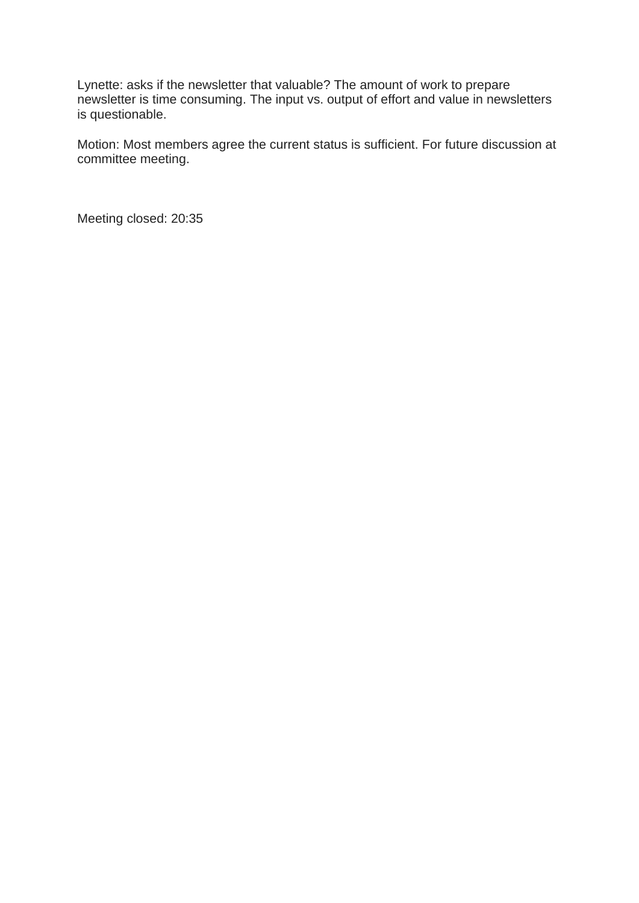Lynette: asks if the newsletter that valuable? The amount of work to prepare newsletter is time consuming. The input vs. output of effort and value in newsletters is questionable.

Motion: Most members agree the current status is sufficient. For future discussion at committee meeting.

Meeting closed: 20:35